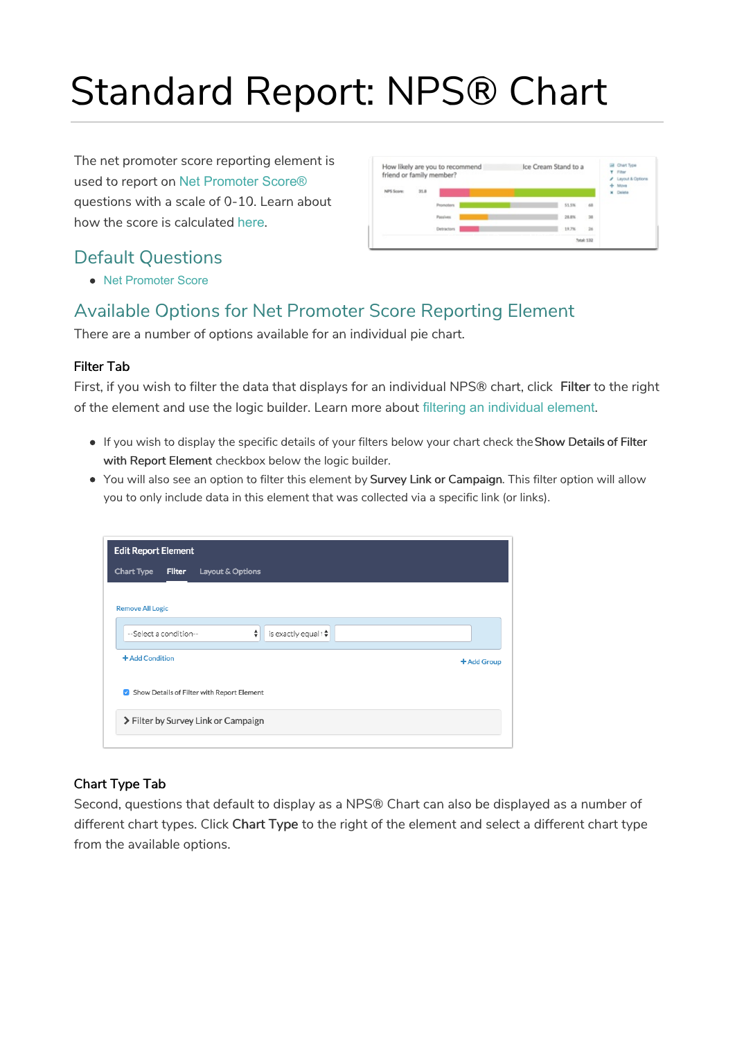# Standard Report: NPS® Chart

The net promoter score reporting element is used to report on Net Promoter Score® questions with a scale of 0-10. Learn about how the score is calculated here.

## Default Questions

- Net Promoter Score

## Available Options for Net Promoter Score Reporting Element

There are a number of options available for an individual pie chart.

### Filter Tab

First, if you wish to filter the data that displays for an individual NPS® chart, click **Filter** to the right of the element and use the logic builder. Learn more about filtering an individual element.

- If you wish to display the specific details of your filters below your chart check the **Show Details of Filter with Report Element** checkbox below the logic builder.
- You will also see an option to filter this element by **Survey Link or Campaign**. This filter option will allow you to only include data in this element that was collected via a specific link (or links).

### Chart Type Tab

Second, questions that default to display as a NPS® Chart can also be displayed as a number of different chart types. Click **Chart Type** to the right of the element and select a different chart type from the available options.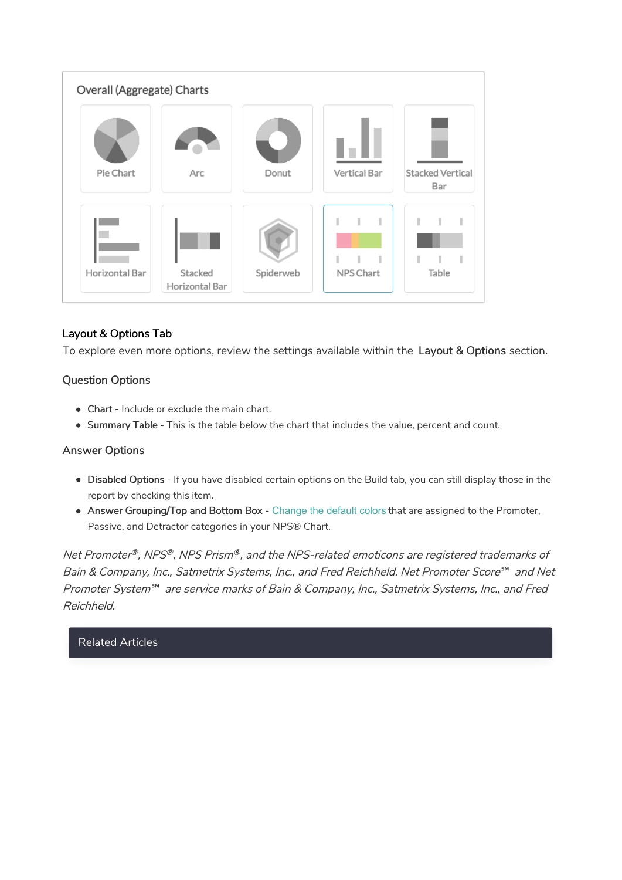Overall (Aggregate) Charts

Pie Chart
Arc
Donut
Vertical Bar
Stacked Vertical Bar
Horizontal Bar
Stacked Horizontal Bar
Spiderweb
NPS Chart
Table

### Layout & Options Tab

To explore even more options, review the settings available within the **Layout & Options** section.

#### Question Options

- **Chart** - Include or exclude the main chart.
- **Summary Table** - This is the table below the chart that includes the value, percent and count.

#### Answer Options

- **Disabled Options** - If you have disabled certain options on the Build tab, you can still display those in the report by checking this item.
- **Answer Grouping/Top and Bottom Box** - Change the default colors that are assigned to the Promoter, Passive, and Detractor categories in your NPS® Chart.

*Net Promoter®, NPS®, NPS Prism®, and the NPS-related emoticons are registered trademarks of Bain & Company, Inc., Satmetrix Systems, Inc., and Fred Reichheld. Net Promoter Score℠ and Net Promoter System℠ are service marks of Bain & Company, Inc., Satmetrix Systems, Inc., and Fred Reichheld.*

Related Articles